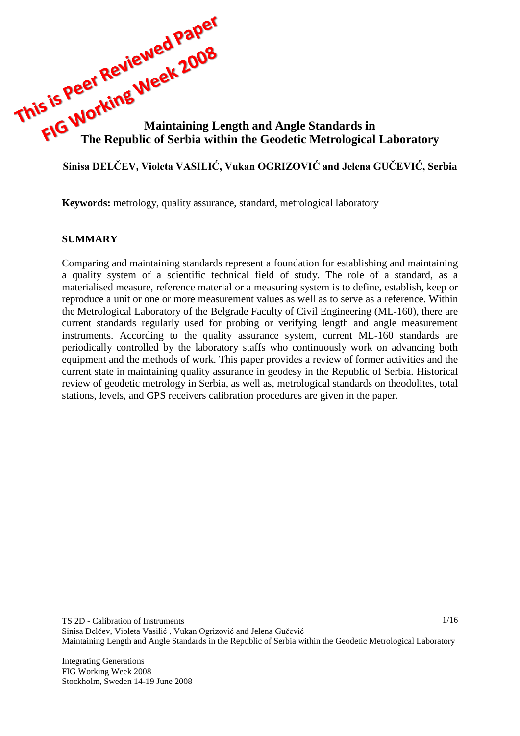This is Peer Reviewed Paper
FIG Working Week 2008

# Maintaining Length and Angle Standards in The Republic of Serbia within the Geodetic Metrological Laboratory

**Sinisa DELČEV, Violeta VASILIĆ, Vukan OGRIZOVIĆ and Jelena GUČEVIĆ, Serbia**

**Keywords:** metrology, quality assurance, standard, metrological laboratory

## SUMMARY

Comparing and maintaining standards represent a foundation for establishing and maintaining a quality system of a scientific technical field of study. The role of a standard, as a materialised measure, reference material or a measuring system is to define, establish, keep or reproduce a unit or one or more measurement values as well as to serve as a reference. Within the Metrological Laboratory of the Belgrade Faculty of Civil Engineering (ML-160), there are current standards regularly used for probing or verifying length and angle measurement instruments. According to the quality assurance system, current ML-160 standards are periodically controlled by the laboratory staffs who continuously work on advancing both equipment and the methods of work. This paper provides a review of former activities and the current state in maintaining quality assurance in geodesy in the Republic of Serbia. Historical review of geodetic metrology in Serbia, as well as, metrological standards on theodolites, total stations, levels, and GPS receivers calibration procedures are given in the paper.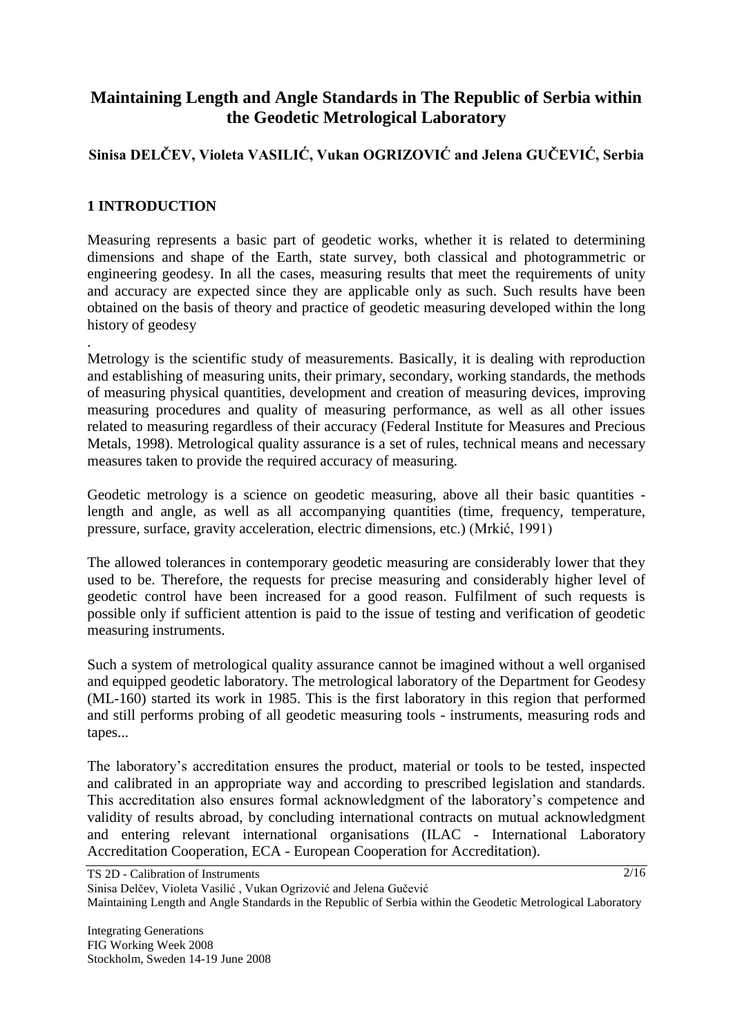# Maintaining Length and Angle Standards in The Republic of Serbia within the Geodetic Metrological Laboratory

**Sinisa DELČEV, Violeta VASILIĆ, Vukan OGRIZOVIĆ and Jelena GUČEVIĆ, Serbia**

## 1 INTRODUCTION

Measuring represents a basic part of geodetic works, whether it is related to determining dimensions and shape of the Earth, state survey, both classical and photogrammetric or engineering geodesy. In all the cases, measuring results that meet the requirements of unity and accuracy are expected since they are applicable only as such. Such results have been obtained on the basis of theory and practice of geodetic measuring developed within the long history of geodesy

.

Metrology is the scientific study of measurements. Basically, it is dealing with reproduction and establishing of measuring units, their primary, secondary, working standards, the methods of measuring physical quantities, development and creation of measuring devices, improving measuring procedures and quality of measuring performance, as well as all other issues related to measuring regardless of their accuracy (Federal Institute for Measures and Precious Metals, 1998). Metrological quality assurance is a set of rules, technical means and necessary measures taken to provide the required accuracy of measuring.

Geodetic metrology is a science on geodetic measuring, above all their basic quantities - length and angle, as well as all accompanying quantities (time, frequency, temperature, pressure, surface, gravity acceleration, electric dimensions, etc.) (Mrkić, 1991)

The allowed tolerances in contemporary geodetic measuring are considerably lower that they used to be. Therefore, the requests for precise measuring and considerably higher level of geodetic control have been increased for a good reason. Fulfilment of such requests is possible only if sufficient attention is paid to the issue of testing and verification of geodetic measuring instruments.

Such a system of metrological quality assurance cannot be imagined without a well organised and equipped geodetic laboratory. The metrological laboratory of the Department for Geodesy (ML-160) started its work in 1985. This is the first laboratory in this region that performed and still performs probing of all geodetic measuring tools - instruments, measuring rods and tapes...

The laboratory's accreditation ensures the product, material or tools to be tested, inspected and calibrated in an appropriate way and according to prescribed legislation and standards. This accreditation also ensures formal acknowledgment of the laboratory's competence and validity of results abroad, by concluding international contracts on mutual acknowledgment and entering relevant international organisations (ILAC - International Laboratory Accreditation Cooperation, ECA - European Cooperation for Accreditation).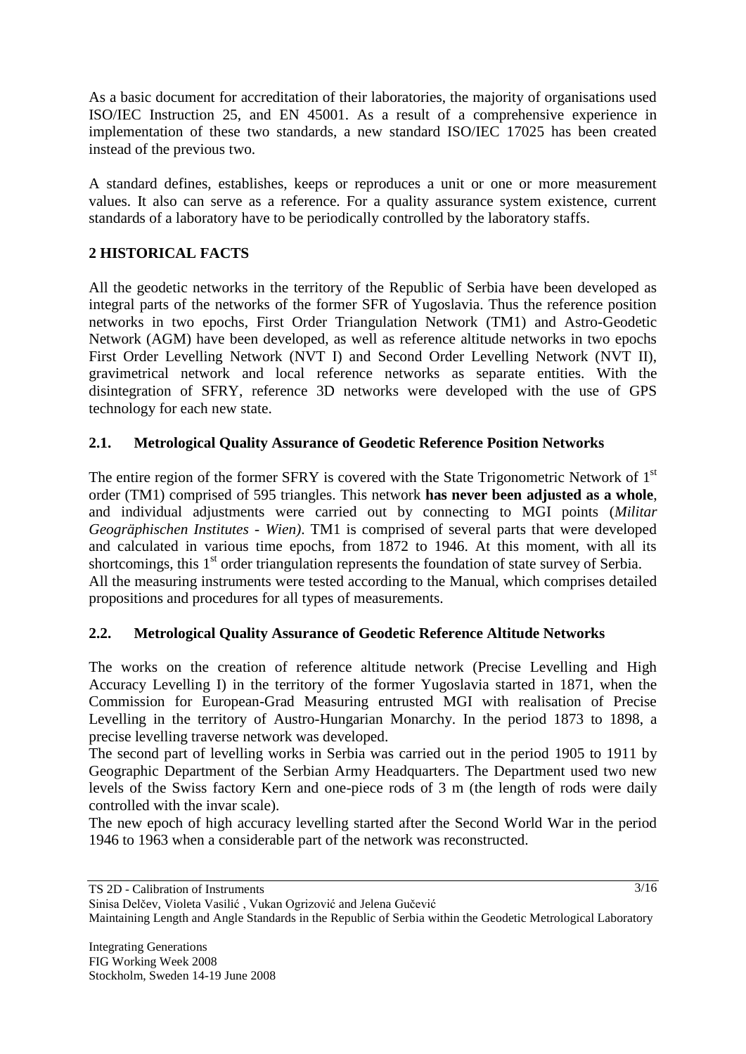As a basic document for accreditation of their laboratories, the majority of organisations used ISO/IEC Instruction 25, and EN 45001. As a result of a comprehensive experience in implementation of these two standards, a new standard ISO/IEC 17025 has been created instead of the previous two.

A standard defines, establishes, keeps or reproduces a unit or one or more measurement values. It also can serve as a reference. For a quality assurance system existence, current standards of a laboratory have to be periodically controlled by the laboratory staffs.

## 2 HISTORICAL FACTS

All the geodetic networks in the territory of the Republic of Serbia have been developed as integral parts of the networks of the former SFR of Yugoslavia. Thus the reference position networks in two epochs, First Order Triangulation Network (TM1) and Astro-Geodetic Network (AGM) have been developed, as well as reference altitude networks in two epochs First Order Levelling Network (NVT I) and Second Order Levelling Network (NVT II), gravimetrical network and local reference networks as separate entities. With the disintegration of SFRY, reference 3D networks were developed with the use of GPS technology for each new state.

### 2.1. Metrological Quality Assurance of Geodetic Reference Position Networks

The entire region of the former SFRY is covered with the State Trigonometric Network of 1st order (TM1) comprised of 595 triangles. This network **has never been adjusted as a whole**, and individual adjustments were carried out by connecting to MGI points (*Militar Geogräphischen Institutes - Wien)*. TM1 is comprised of several parts that were developed and calculated in various time epochs, from 1872 to 1946. At this moment, with all its shortcomings, this 1st order triangulation represents the foundation of state survey of Serbia.
All the measuring instruments were tested according to the Manual, which comprises detailed propositions and procedures for all types of measurements.

### 2.2. Metrological Quality Assurance of Geodetic Reference Altitude Networks

The works on the creation of reference altitude network (Precise Levelling and High Accuracy Levelling I) in the territory of the former Yugoslavia started in 1871, when the Commission for European-Grad Measuring entrusted MGI with realisation of Precise Levelling in the territory of Austro-Hungarian Monarchy. In the period 1873 to 1898, a precise levelling traverse network was developed.
The second part of levelling works in Serbia was carried out in the period 1905 to 1911 by Geographic Department of the Serbian Army Headquarters. The Department used two new levels of the Swiss factory Kern and one-piece rods of 3 m (the length of rods were daily controlled with the invar scale).
The new epoch of high accuracy levelling started after the Second World War in the period 1946 to 1963 when a considerable part of the network was reconstructed.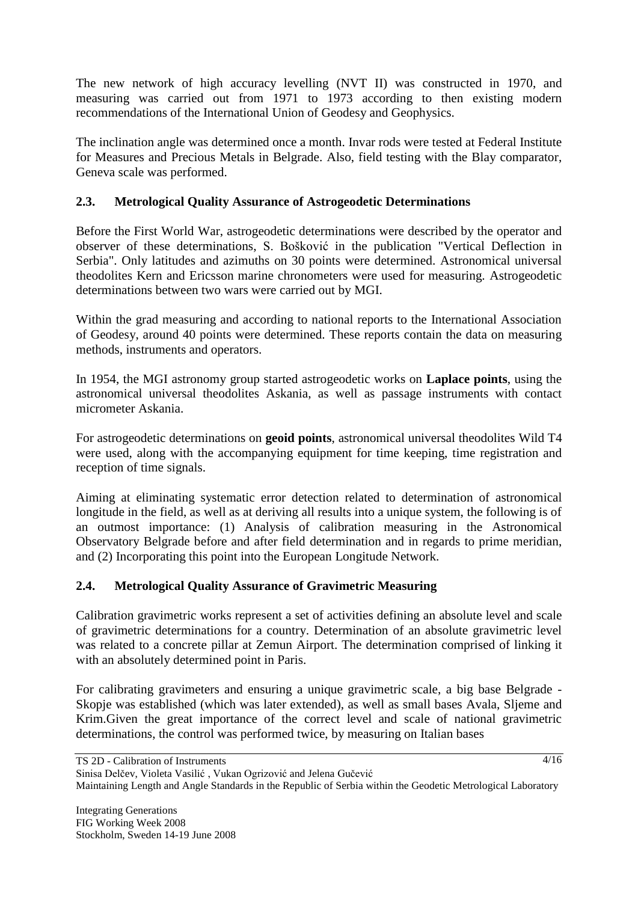The new network of high accuracy levelling (NVT II) was constructed in 1970, and measuring was carried out from 1971 to 1973 according to then existing modern recommendations of the International Union of Geodesy and Geophysics.

The inclination angle was determined once a month. Invar rods were tested at Federal Institute for Measures and Precious Metals in Belgrade. Also, field testing with the Blay comparator, Geneva scale was performed.

### 2.3. Metrological Quality Assurance of Astrogeodetic Determinations

Before the First World War, astrogeodetic determinations were described by the operator and observer of these determinations, S. Bošković in the publication "Vertical Deflection in Serbia". Only latitudes and azimuths on 30 points were determined. Astronomical universal theodolites Kern and Ericsson marine chronometers were used for measuring. Astrogeodetic determinations between two wars were carried out by MGI.

Within the grad measuring and according to national reports to the International Association of Geodesy, around 40 points were determined. These reports contain the data on measuring methods, instruments and operators.

In 1954, the MGI astronomy group started astrogeodetic works on **Laplace points**, using the astronomical universal theodolites Askania, as well as passage instruments with contact micrometer Askania.

For astrogeodetic determinations on **geoid points**, astronomical universal theodolites Wild T4 were used, along with the accompanying equipment for time keeping, time registration and reception of time signals.

Aiming at eliminating systematic error detection related to determination of astronomical longitude in the field, as well as at deriving all results into a unique system, the following is of an outmost importance: (1) Analysis of calibration measuring in the Astronomical Observatory Belgrade before and after field determination and in regards to prime meridian, and (2) Incorporating this point into the European Longitude Network.

### 2.4. Metrological Quality Assurance of Gravimetric Measuring

Calibration gravimetric works represent a set of activities defining an absolute level and scale of gravimetric determinations for a country. Determination of an absolute gravimetric level was related to a concrete pillar at Zemun Airport. The determination comprised of linking it with an absolutely determined point in Paris.

For calibrating gravimeters and ensuring a unique gravimetric scale, a big base Belgrade - Skopje was established (which was later extended), as well as small bases Avala, Sljeme and Krim.Given the great importance of the correct level and scale of national gravimetric determinations, the control was performed twice, by measuring on Italian bases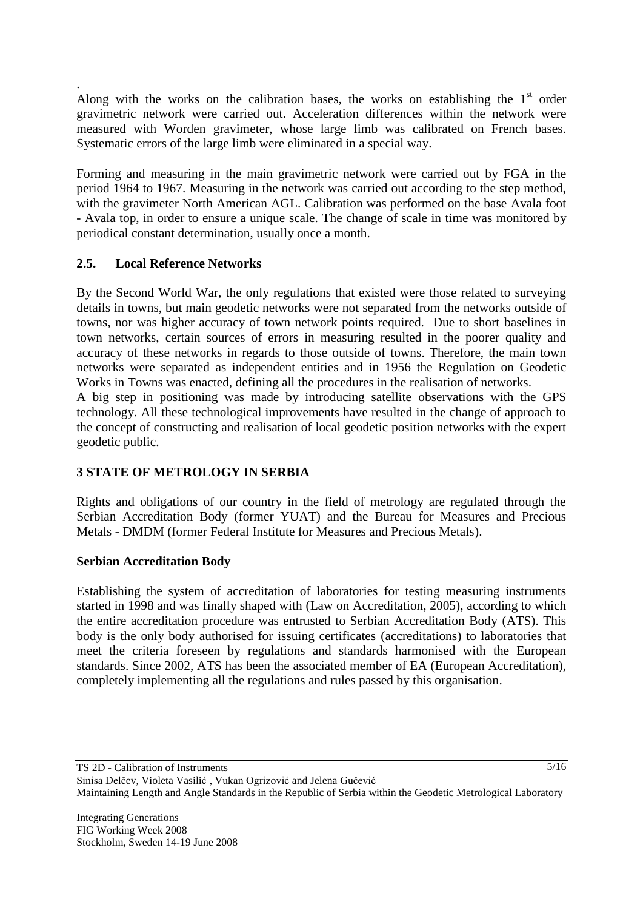Along with the works on the calibration bases, the works on establishing the 1st order gravimetric network were carried out. Acceleration differences within the network were measured with Worden gravimeter, whose large limb was calibrated on French bases. Systematic errors of the large limb were eliminated in a special way.

Forming and measuring in the main gravimetric network were carried out by FGA in the period 1964 to 1967. Measuring in the network was carried out according to the step method, with the gravimeter North American AGL. Calibration was performed on the base Avala foot - Avala top, in order to ensure a unique scale. The change of scale in time was monitored by periodical constant determination, usually once a month.

### 2.5. Local Reference Networks

By the Second World War, the only regulations that existed were those related to surveying details in towns, but main geodetic networks were not separated from the networks outside of towns, nor was higher accuracy of town network points required. Due to short baselines in town networks, certain sources of errors in measuring resulted in the poorer quality and accuracy of these networks in regards to those outside of towns. Therefore, the main town networks were separated as independent entities and in 1956 the Regulation on Geodetic Works in Towns was enacted, defining all the procedures in the realisation of networks.
A big step in positioning was made by introducing satellite observations with the GPS technology. All these technological improvements have resulted in the change of approach to the concept of constructing and realisation of local geodetic position networks with the expert geodetic public.

## 3 STATE OF METROLOGY IN SERBIA

Rights and obligations of our country in the field of metrology are regulated through the Serbian Accreditation Body (former YUAT) and the Bureau for Measures and Precious Metals - DMDM (former Federal Institute for Measures and Precious Metals).

### Serbian Accreditation Body

Establishing the system of accreditation of laboratories for testing measuring instruments started in 1998 and was finally shaped with (Law on Accreditation, 2005), according to which the entire accreditation procedure was entrusted to Serbian Accreditation Body (ATS). This body is the only body authorised for issuing certificates (accreditations) to laboratories that meet the criteria foreseen by regulations and standards harmonised with the European standards. Since 2002, ATS has been the associated member of EA (European Accreditation), completely implementing all the regulations and rules passed by this organisation.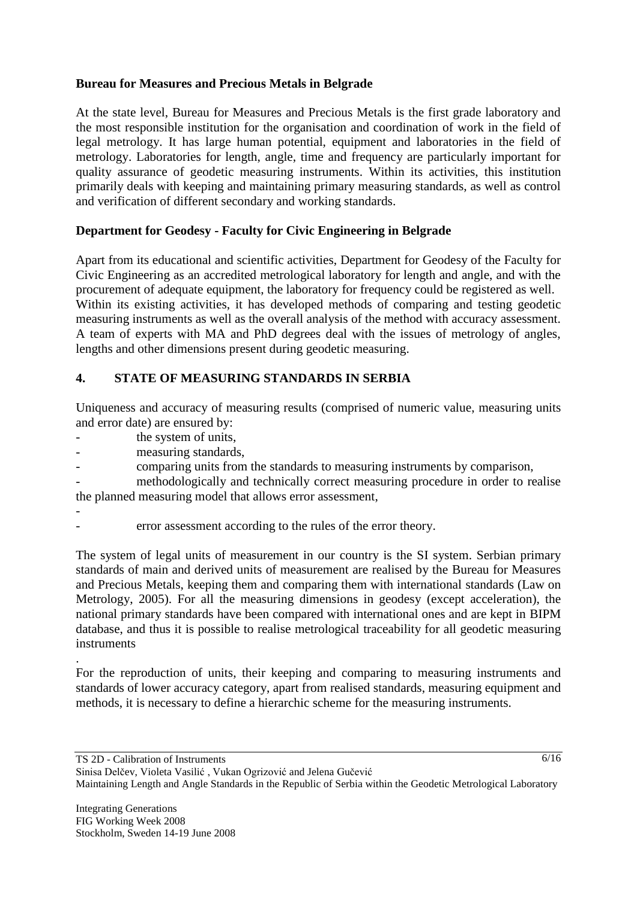**Bureau for Measures and Precious Metals in Belgrade**

At the state level, Bureau for Measures and Precious Metals is the first grade laboratory and the most responsible institution for the organisation and coordination of work in the field of legal metrology. It has large human potential, equipment and laboratories in the field of metrology. Laboratories for length, angle, time and frequency are particularly important for quality assurance of geodetic measuring instruments. Within its activities, this institution primarily deals with keeping and maintaining primary measuring standards, as well as control and verification of different secondary and working standards.

**Department for Geodesy - Faculty for Civic Engineering in Belgrade**

Apart from its educational and scientific activities, Department for Geodesy of the Faculty for Civic Engineering as an accredited metrological laboratory for length and angle, and with the procurement of adequate equipment, the laboratory for frequency could be registered as well. Within its existing activities, it has developed methods of comparing and testing geodetic measuring instruments as well as the overall analysis of the method with accuracy assessment. A team of experts with MA and PhD degrees deal with the issues of metrology of angles, lengths and other dimensions present during geodetic measuring.

## 4. STATE OF MEASURING STANDARDS IN SERBIA

Uniqueness and accuracy of measuring results (comprised of numeric value, measuring units and error date) are ensured by:

- the system of units,
- measuring standards,
- comparing units from the standards to measuring instruments by comparison,
- methodologically and technically correct measuring procedure in order to realise the planned measuring model that allows error assessment,
-
- error assessment according to the rules of the error theory.

The system of legal units of measurement in our country is the SI system. Serbian primary standards of main and derived units of measurement are realised by the Bureau for Measures and Precious Metals, keeping them and comparing them with international standards (Law on Metrology, 2005). For all the measuring dimensions in geodesy (except acceleration), the national primary standards have been compared with international ones and are kept in BIPM database, and thus it is possible to realise metrological traceability for all geodetic measuring instruments

.

For the reproduction of units, their keeping and comparing to measuring instruments and standards of lower accuracy category, apart from realised standards, measuring equipment and methods, it is necessary to define a hierarchic scheme for the measuring instruments.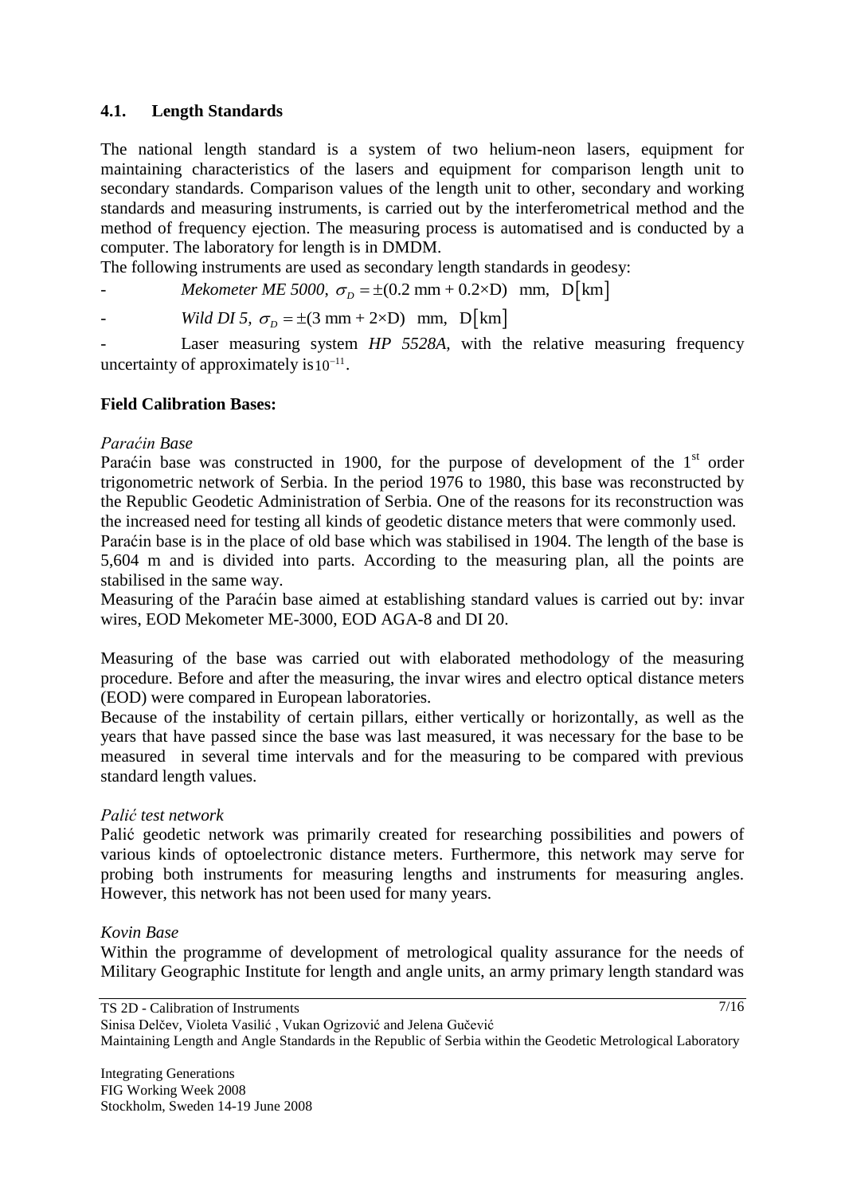### 4.1. Length Standards

The national length standard is a system of two helium-neon lasers, equipment for maintaining characteristics of the lasers and equipment for comparison length unit to secondary standards. Comparison values of the length unit to other, secondary and working standards and measuring instruments, is carried out by the interferometrical method and the method of frequency ejection. The measuring process is automatised and is conducted by a computer. The laboratory for length is in DMDM.

The following instruments are used as secondary length standards in geodesy:

- *Mekometer ME 5000*, $\sigma_D = \pm(0.2 \text{ mm} + 0.2\times\text{D})$ mm, $\text{D}[\text{km}]$
- *Wild DI 5*, $\sigma_D = \pm(3 \text{ mm} + 2\times\text{D})$ mm, $\text{D}[\text{km}]$
- Laser measuring system *HP 5528A*, with the relative measuring frequency uncertainty of approximately is $10^{-11}$.

**Field Calibration Bases:**

*Paraćin Base*

Paraćin base was constructed in 1900, for the purpose of development of the 1st order trigonometric network of Serbia. In the period 1976 to 1980, this base was reconstructed by the Republic Geodetic Administration of Serbia. One of the reasons for its reconstruction was the increased need for testing all kinds of geodetic distance meters that were commonly used.

Paraćin base is in the place of old base which was stabilised in 1904. The length of the base is 5,604 m and is divided into parts. According to the measuring plan, all the points are stabilised in the same way.

Measuring of the Paraćin base aimed at establishing standard values is carried out by: invar wires, EOD Mekometer ME-3000, EOD AGA-8 and DI 20.

Measuring of the base was carried out with elaborated methodology of the measuring procedure. Before and after the measuring, the invar wires and electro optical distance meters (EOD) were compared in European laboratories.

Because of the instability of certain pillars, either vertically or horizontally, as well as the years that have passed since the base was last measured, it was necessary for the base to be measured in several time intervals and for the measuring to be compared with previous standard length values.

*Palić test network*

Palić geodetic network was primarily created for researching possibilities and powers of various kinds of optoelectronic distance meters. Furthermore, this network may serve for probing both instruments for measuring lengths and instruments for measuring angles. However, this network has not been used for many years.

*Kovin Base*

Within the programme of development of metrological quality assurance for the needs of Military Geographic Institute for length and angle units, an army primary length standard was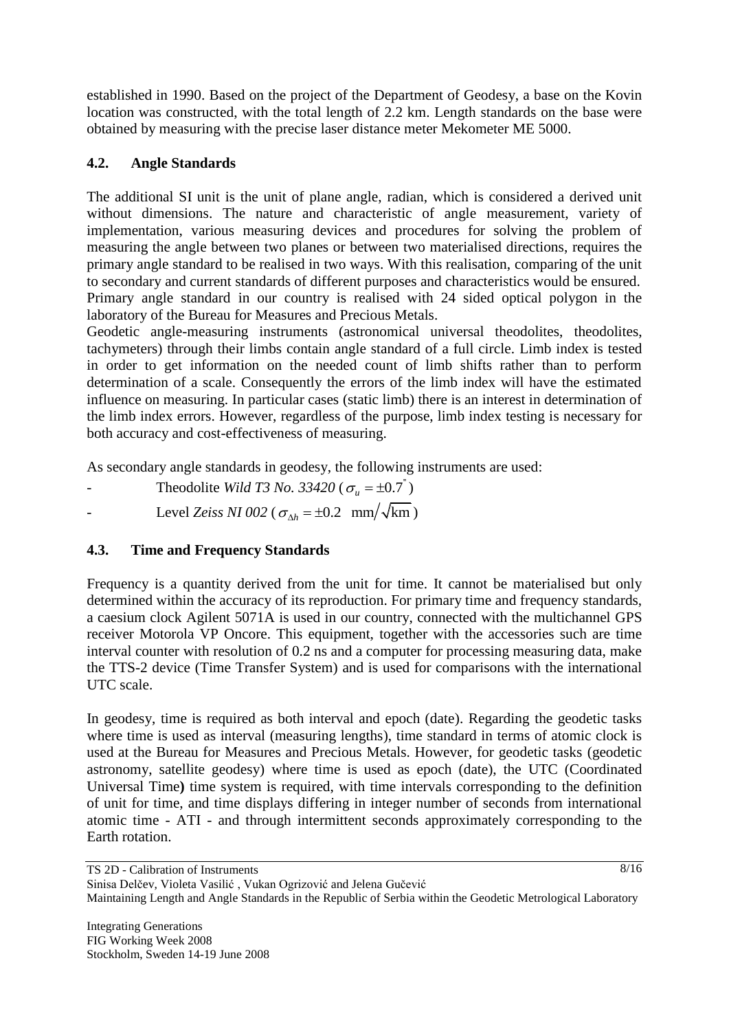established in 1990. Based on the project of the Department of Geodesy, a base on the Kovin location was constructed, with the total length of 2.2 km. Length standards on the base were obtained by measuring with the precise laser distance meter Mekometer ME 5000.

## 4.2. Angle Standards

The additional SI unit is the unit of plane angle, radian, which is considered a derived unit without dimensions. The nature and characteristic of angle measurement, variety of implementation, various measuring devices and procedures for solving the problem of measuring the angle between two planes or between two materialised directions, requires the primary angle standard to be realised in two ways. With this realisation, comparing of the unit to secondary and current standards of different purposes and characteristics would be ensured. Primary angle standard in our country is realised with 24 sided optical polygon in the laboratory of the Bureau for Measures and Precious Metals.

Geodetic angle-measuring instruments (astronomical universal theodolites, theodolites, tachymeters) through their limbs contain angle standard of a full circle. Limb index is tested in order to get information on the needed count of limb shifts rather than to perform determination of a scale. Consequently the errors of the limb index will have the estimated influence on measuring. In particular cases (static limb) there is an interest in determination of the limb index errors. However, regardless of the purpose, limb index testing is necessary for both accuracy and cost-effectiveness of measuring.

As secondary angle standards in geodesy, the following instruments are used:

- Theodolite *Wild T3 No. 33420* ($\sigma_u = \pm 0.7''$)
- Level *Zeiss NI 002* ($\sigma_{\Delta h} = \pm 0.2 \ \ \mathrm{mm}/\sqrt{\mathrm{km}}$)

## 4.3. Time and Frequency Standards

Frequency is a quantity derived from the unit for time. It cannot be materialised but only determined within the accuracy of its reproduction. For primary time and frequency standards, a caesium clock Agilent 5071A is used in our country, connected with the multichannel GPS receiver Motorola VP Oncore. This equipment, together with the accessories such are time interval counter with resolution of 0.2 ns and a computer for processing measuring data, make the TTS-2 device (Time Transfer System) and is used for comparisons with the international UTC scale.

In geodesy, time is required as both interval and epoch (date). Regarding the geodetic tasks where time is used as interval (measuring lengths), time standard in terms of atomic clock is used at the Bureau for Measures and Precious Metals. However, for geodetic tasks (geodetic astronomy, satellite geodesy) where time is used as epoch (date), the UTC (Coordinated Universal Time**)** time system is required, with time intervals corresponding to the definition of unit for time, and time displays differing in integer number of seconds from international atomic time - ATI - and through intermittent seconds approximately corresponding to the Earth rotation.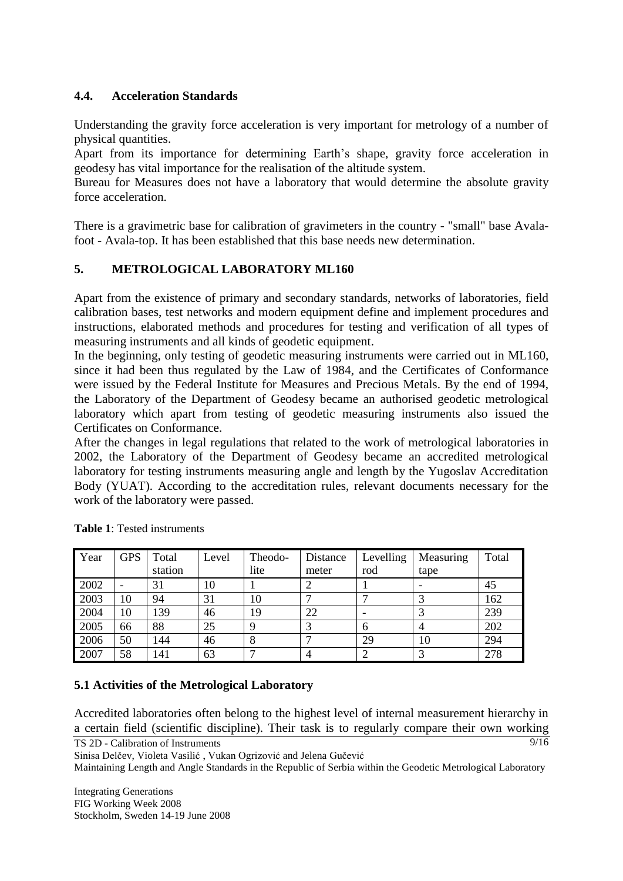### 4.4. Acceleration Standards

Understanding the gravity force acceleration is very important for metrology of a number of physical quantities.

Apart from its importance for determining Earth's shape, gravity force acceleration in geodesy has vital importance for the realisation of the altitude system.

Bureau for Measures does not have a laboratory that would determine the absolute gravity force acceleration.

There is a gravimetric base for calibration of gravimeters in the country - "small" base Avala-foot - Avala-top. It has been established that this base needs new determination.

## 5. METROLOGICAL LABORATORY ML160

Apart from the existence of primary and secondary standards, networks of laboratories, field calibration bases, test networks and modern equipment define and implement procedures and instructions, elaborated methods and procedures for testing and verification of all types of measuring instruments and all kinds of geodetic equipment.

In the beginning, only testing of geodetic measuring instruments were carried out in ML160, since it had been thus regulated by the Law of 1984, and the Certificates of Conformance were issued by the Federal Institute for Measures and Precious Metals. By the end of 1994, the Laboratory of the Department of Geodesy became an authorised geodetic metrological laboratory which apart from testing of geodetic measuring instruments also issued the Certificates on Conformance.

After the changes in legal regulations that related to the work of metrological laboratories in 2002, the Laboratory of the Department of Geodesy became an accredited metrological laboratory for testing instruments measuring angle and length by the Yugoslav Accreditation Body (YUAT). According to the accreditation rules, relevant documents necessary for the work of the laboratory were passed.

**Table 1**: Tested instruments

| Year | GPS | Total station | Level | Theodo-lite | Distance meter | Levelling rod | Measuring tape | Total |
|---|---|---|---|---|---|---|---|---|
| 2002 | - | 31 | 10 | 1 | 2 | 1 | - | 45 |
| 2003 | 10 | 94 | 31 | 10 | 7 | 7 | 3 | 162 |
| 2004 | 10 | 139 | 46 | 19 | 22 | - | 3 | 239 |
| 2005 | 66 | 88 | 25 | 9 | 3 | 6 | 4 | 202 |
| 2006 | 50 | 144 | 46 | 8 | 7 | 29 | 10 | 294 |
| 2007 | 58 | 141 | 63 | 7 | 4 | 2 | 3 | 278 |

### 5.1 Activities of the Metrological Laboratory

Accredited laboratories often belong to the highest level of internal measurement hierarchy in a certain field (scientific discipline). Their task is to regularly compare their own working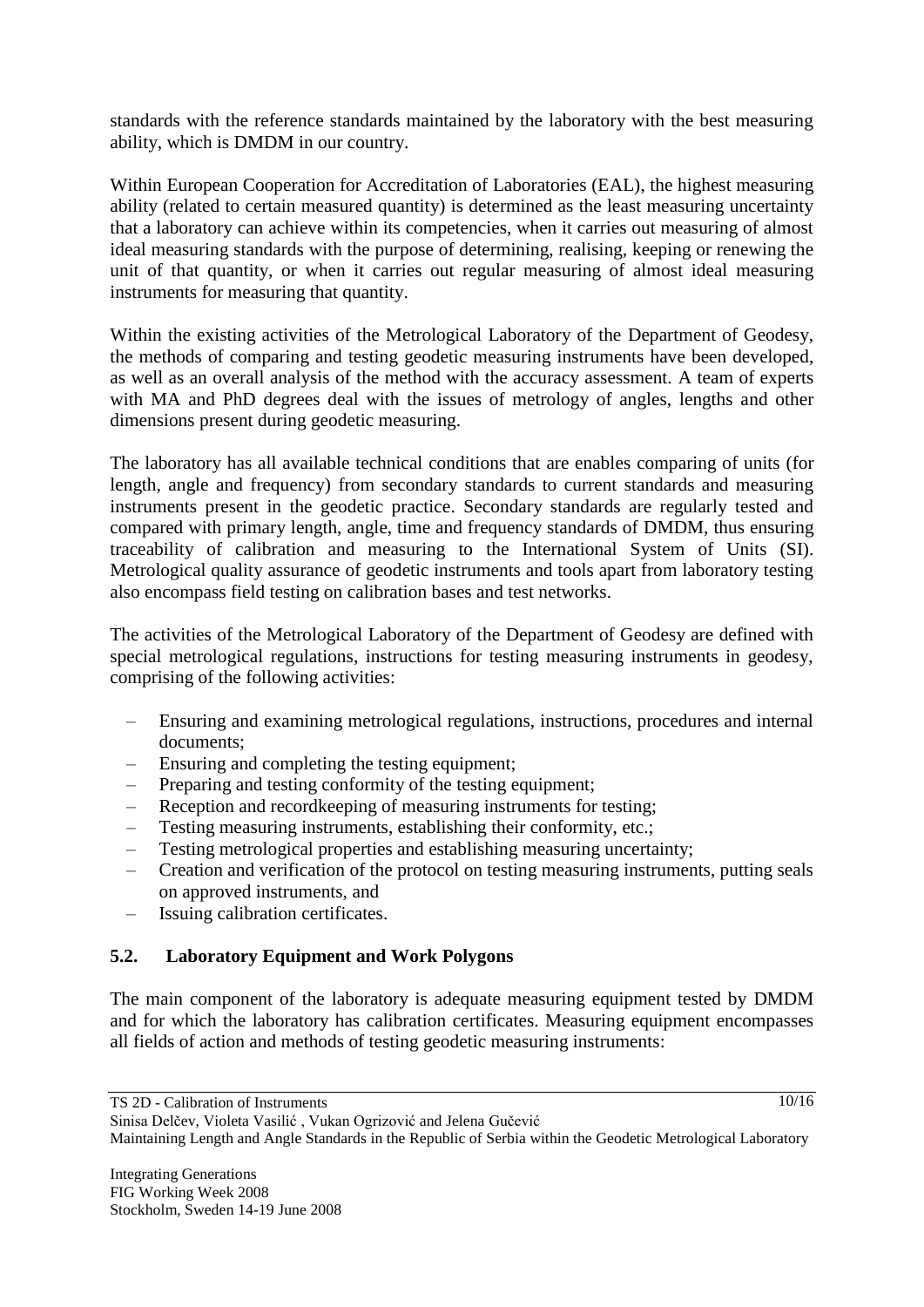standards with the reference standards maintained by the laboratory with the best measuring ability, which is DMDM in our country.

Within European Cooperation for Accreditation of Laboratories (EAL), the highest measuring ability (related to certain measured quantity) is determined as the least measuring uncertainty that a laboratory can achieve within its competencies, when it carries out measuring of almost ideal measuring standards with the purpose of determining, realising, keeping or renewing the unit of that quantity, or when it carries out regular measuring of almost ideal measuring instruments for measuring that quantity.

Within the existing activities of the Metrological Laboratory of the Department of Geodesy, the methods of comparing and testing geodetic measuring instruments have been developed, as well as an overall analysis of the method with the accuracy assessment. A team of experts with MA and PhD degrees deal with the issues of metrology of angles, lengths and other dimensions present during geodetic measuring.

The laboratory has all available technical conditions that are enables comparing of units (for length, angle and frequency) from secondary standards to current standards and measuring instruments present in the geodetic practice. Secondary standards are regularly tested and compared with primary length, angle, time and frequency standards of DMDM, thus ensuring traceability of calibration and measuring to the International System of Units (SI). Metrological quality assurance of geodetic instruments and tools apart from laboratory testing also encompass field testing on calibration bases and test networks.

The activities of the Metrological Laboratory of the Department of Geodesy are defined with special metrological regulations, instructions for testing measuring instruments in geodesy, comprising of the following activities:

- Ensuring and examining metrological regulations, instructions, procedures and internal documents;
- Ensuring and completing the testing equipment;
- Preparing and testing conformity of the testing equipment;
- Reception and recordkeeping of measuring instruments for testing;
- Testing measuring instruments, establishing their conformity, etc.;
- Testing metrological properties and establishing measuring uncertainty;
- Creation and verification of the protocol on testing measuring instruments, putting seals on approved instruments, and
- Issuing calibration certificates.

### 5.2. Laboratory Equipment and Work Polygons

The main component of the laboratory is adequate measuring equipment tested by DMDM and for which the laboratory has calibration certificates. Measuring equipment encompasses all fields of action and methods of testing geodetic measuring instruments: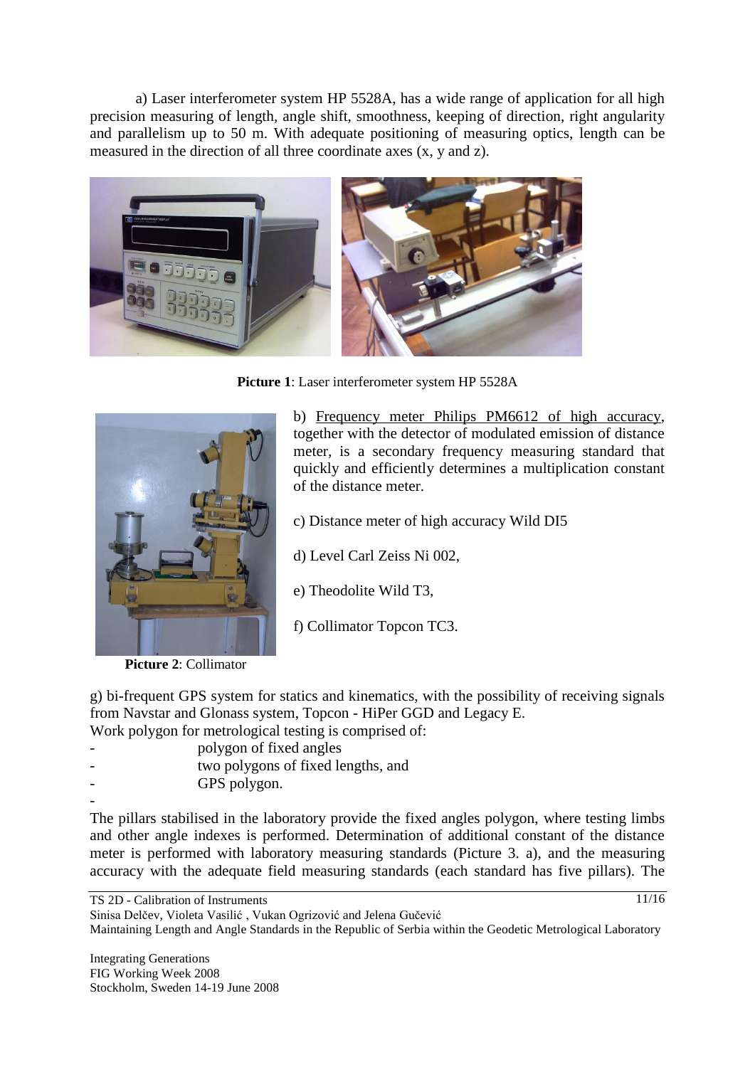a) Laser interferometer system HP 5528A, has a wide range of application for all high precision measuring of length, angle shift, smoothness, keeping of direction, right angularity and parallelism up to 50 m. With adequate positioning of measuring optics, length can be measured in the direction of all three coordinate axes (x, y and z).

**Picture 1**: Laser interferometer system HP 5528A

b) Frequency meter Philips PM6612 of high accuracy, together with the detector of modulated emission of distance meter, is a secondary frequency measuring standard that quickly and efficiently determines a multiplication constant of the distance meter.

c) Distance meter of high accuracy Wild DI5

d) Level Carl Zeiss Ni 002,

e) Theodolite Wild T3,

f) Collimator Topcon TC3.

**Picture 2**: Collimator

g) bi-frequent GPS system for statics and kinematics, with the possibility of receiving signals from Navstar and Glonass system, Topcon - HiPer GGD and Legacy E.

Work polygon for metrological testing is comprised of:

- polygon of fixed angles
- two polygons of fixed lengths, and
- GPS polygon.
-

The pillars stabilised in the laboratory provide the fixed angles polygon, where testing limbs and other angle indexes is performed. Determination of additional constant of the distance meter is performed with laboratory measuring standards (Picture 3. a), and the measuring accuracy with the adequate field measuring standards (each standard has five pillars). The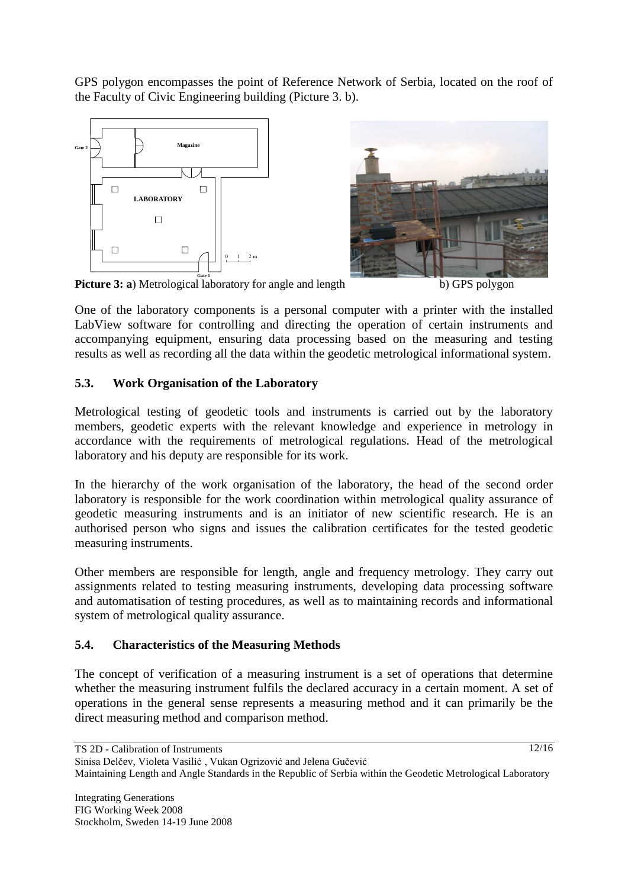GPS polygon encompasses the point of Reference Network of Serbia, located on the roof of the Faculty of Civic Engineering building (Picture 3. b).

Gate 2

Magazine

LABORATORY

Gate 1

0 1 2 m

**Picture 3: a**) Metrological laboratory for angle and length b) GPS polygon

One of the laboratory components is a personal computer with a printer with the installed LabView software for controlling and directing the operation of certain instruments and accompanying equipment, ensuring data processing based on the measuring and testing results as well as recording all the data within the geodetic metrological informational system.

### 5.3. Work Organisation of the Laboratory

Metrological testing of geodetic tools and instruments is carried out by the laboratory members, geodetic experts with the relevant knowledge and experience in metrology in accordance with the requirements of metrological regulations. Head of the metrological laboratory and his deputy are responsible for its work.

In the hierarchy of the work organisation of the laboratory, the head of the second order laboratory is responsible for the work coordination within metrological quality assurance of geodetic measuring instruments and is an initiator of new scientific research. He is an authorised person who signs and issues the calibration certificates for the tested geodetic measuring instruments.

Other members are responsible for length, angle and frequency metrology. They carry out assignments related to testing measuring instruments, developing data processing software and automatisation of testing procedures, as well as to maintaining records and informational system of metrological quality assurance.

### 5.4. Characteristics of the Measuring Methods

The concept of verification of a measuring instrument is a set of operations that determine whether the measuring instrument fulfils the declared accuracy in a certain moment. A set of operations in the general sense represents a measuring method and it can primarily be the direct measuring method and comparison method.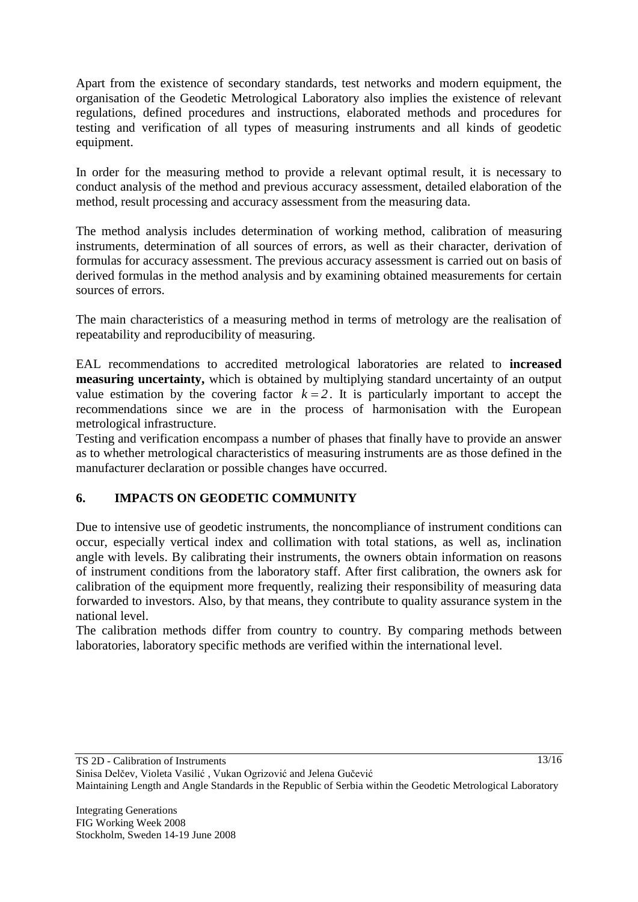Apart from the existence of secondary standards, test networks and modern equipment, the organisation of the Geodetic Metrological Laboratory also implies the existence of relevant regulations, defined procedures and instructions, elaborated methods and procedures for testing and verification of all types of measuring instruments and all kinds of geodetic equipment.

In order for the measuring method to provide a relevant optimal result, it is necessary to conduct analysis of the method and previous accuracy assessment, detailed elaboration of the method, result processing and accuracy assessment from the measuring data.

The method analysis includes determination of working method, calibration of measuring instruments, determination of all sources of errors, as well as their character, derivation of formulas for accuracy assessment. The previous accuracy assessment is carried out on basis of derived formulas in the method analysis and by examining obtained measurements for certain sources of errors.

The main characteristics of a measuring method in terms of metrology are the realisation of repeatability and reproducibility of measuring.

EAL recommendations to accredited metrological laboratories are related to **increased measuring uncertainty,** which is obtained by multiplying standard uncertainty of an output value estimation by the covering factor $k = 2$. It is particularly important to accept the recommendations since we are in the process of harmonisation with the European metrological infrastructure.
Testing and verification encompass a number of phases that finally have to provide an answer as to whether metrological characteristics of measuring instruments are as those defined in the manufacturer declaration or possible changes have occurred.

## 6. IMPACTS ON GEODETIC COMMUNITY

Due to intensive use of geodetic instruments, the noncompliance of instrument conditions can occur, especially vertical index and collimation with total stations, as well as, inclination angle with levels. By calibrating their instruments, the owners obtain information on reasons of instrument conditions from the laboratory staff. After first calibration, the owners ask for calibration of the equipment more frequently, realizing their responsibility of measuring data forwarded to investors. Also, by that means, they contribute to quality assurance system in the national level.
The calibration methods differ from country to country. By comparing methods between laboratories, laboratory specific methods are verified within the international level.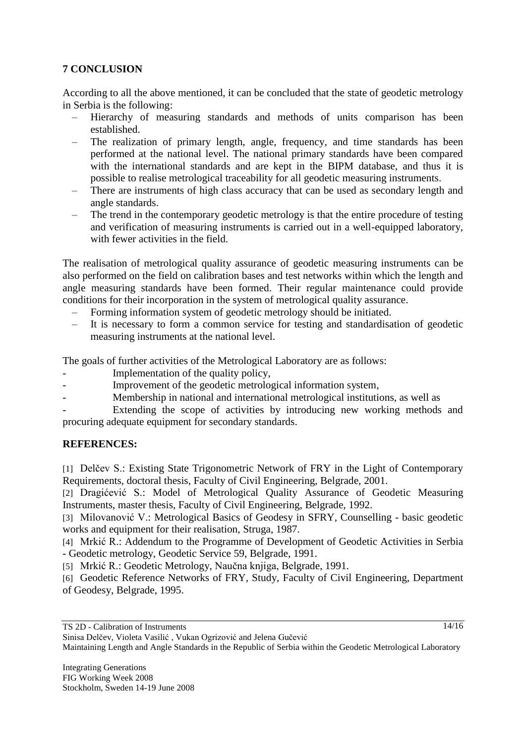## 7 CONCLUSION

According to all the above mentioned, it can be concluded that the state of geodetic metrology in Serbia is the following:

- Hierarchy of measuring standards and methods of units comparison has been established.
- The realization of primary length, angle, frequency, and time standards has been performed at the national level. The national primary standards have been compared with the international standards and are kept in the BIPM database, and thus it is possible to realise metrological traceability for all geodetic measuring instruments.
- There are instruments of high class accuracy that can be used as secondary length and angle standards.
- The trend in the contemporary geodetic metrology is that the entire procedure of testing and verification of measuring instruments is carried out in a well-equipped laboratory, with fewer activities in the field.

The realisation of metrological quality assurance of geodetic measuring instruments can be also performed on the field on calibration bases and test networks within which the length and angle measuring standards have been formed. Their regular maintenance could provide conditions for their incorporation in the system of metrological quality assurance.

- Forming information system of geodetic metrology should be initiated.
- It is necessary to form a common service for testing and standardisation of geodetic measuring instruments at the national level.

The goals of further activities of the Metrological Laboratory are as follows:

- Implementation of the quality policy,
- Improvement of the geodetic metrological information system,
- Membership in national and international metrological institutions, as well as
- Extending the scope of activities by introducing new working methods and procuring adequate equipment for secondary standards.

## REFERENCES:

[1] Delčev S.: Existing State Trigonometric Network of FRY in the Light of Contemporary Requirements, doctoral thesis, Faculty of Civil Engineering, Belgrade, 2001.

[2] Dragićević S.: Model of Metrological Quality Assurance of Geodetic Measuring Instruments, master thesis, Faculty of Civil Engineering, Belgrade, 1992.

[3] Milovanović V.: Metrological Basics of Geodesy in SFRY, Counselling - basic geodetic works and equipment for their realisation, Struga, 1987.

[4] Mrkić R.: Addendum to the Programme of Development of Geodetic Activities in Serbia - Geodetic metrology, Geodetic Service 59, Belgrade, 1991.

[5] Mrkić R.: Geodetic Metrology, Naučna knjiga, Belgrade, 1991.

[6] Geodetic Reference Networks of FRY, Study, Faculty of Civil Engineering, Department of Geodesy, Belgrade, 1995.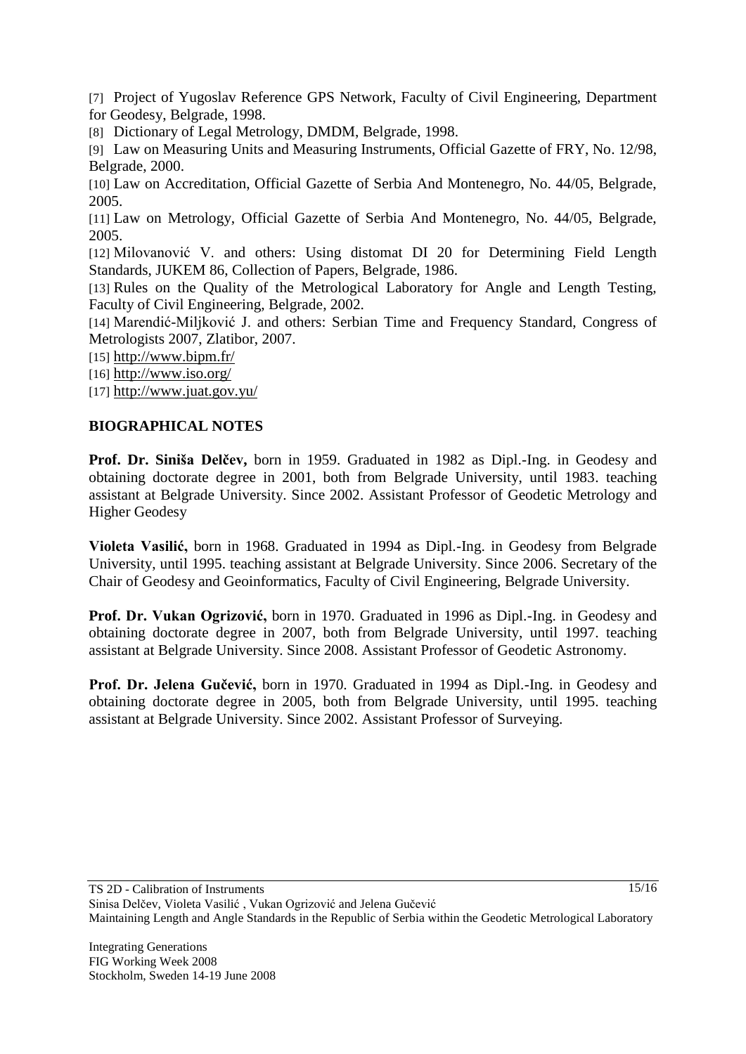[7] Project of Yugoslav Reference GPS Network, Faculty of Civil Engineering, Department for Geodesy, Belgrade, 1998.

[8] Dictionary of Legal Metrology, DMDM, Belgrade, 1998.

[9] Law on Measuring Units and Measuring Instruments, Official Gazette of FRY, No. 12/98, Belgrade, 2000.

[10] Law on Accreditation, Official Gazette of Serbia And Montenegro, No. 44/05, Belgrade, 2005.

[11] Law on Metrology, Official Gazette of Serbia And Montenegro, No. 44/05, Belgrade, 2005.

[12] Milovanović V. and others: Using distomat DI 20 for Determining Field Length Standards, JUKEM 86, Collection of Papers, Belgrade, 1986.

[13] Rules on the Quality of the Metrological Laboratory for Angle and Length Testing, Faculty of Civil Engineering, Belgrade, 2002.

[14] Marendić-Miljković J. and others: Serbian Time and Frequency Standard, Congress of Metrologists 2007, Zlatibor, 2007.

[15] http://www.bipm.fr/

[16] http://www.iso.org/

[17] http://www.juat.gov.yu/

## BIOGRAPHICAL NOTES

**Prof. Dr. Siniša Delčev,** born in 1959. Graduated in 1982 as Dipl.-Ing. in Geodesy and obtaining doctorate degree in 2001, both from Belgrade University, until 1983. teaching assistant at Belgrade University. Since 2002. Assistant Professor of Geodetic Metrology and Higher Geodesy

**Violeta Vasilić,** born in 1968. Graduated in 1994 as Dipl.-Ing. in Geodesy from Belgrade University, until 1995. teaching assistant at Belgrade University. Since 2006. Secretary of the Chair of Geodesy and Geoinformatics, Faculty of Civil Engineering, Belgrade University.

**Prof. Dr. Vukan Ogrizović,** born in 1970. Graduated in 1996 as Dipl.-Ing. in Geodesy and obtaining doctorate degree in 2007, both from Belgrade University, until 1997. teaching assistant at Belgrade University. Since 2008. Assistant Professor of Geodetic Astronomy.

**Prof. Dr. Jelena Gučević,** born in 1970. Graduated in 1994 as Dipl.-Ing. in Geodesy and obtaining doctorate degree in 2005, both from Belgrade University, until 1995. teaching assistant at Belgrade University. Since 2002. Assistant Professor of Surveying.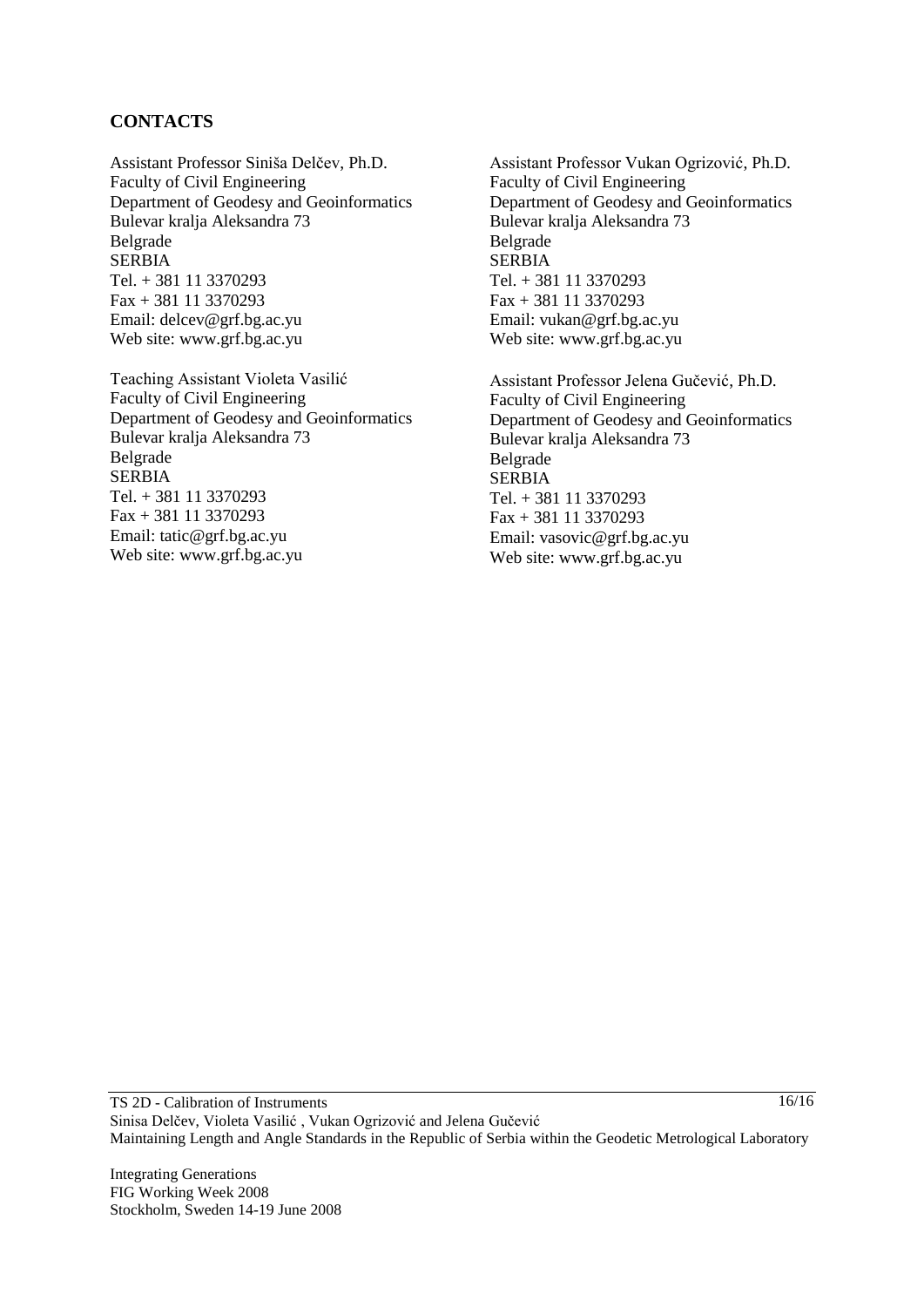## CONTACTS

Assistant Professor Siniša Delčev, Ph.D.
Faculty of Civil Engineering
Department of Geodesy and Geoinformatics
Bulevar kralja Aleksandra 73
Belgrade
SERBIA
Tel. + 381 11 3370293
Fax + 381 11 3370293
Email: delcev@grf.bg.ac.yu
Web site: www.grf.bg.ac.yu

Teaching Assistant Violeta Vasilić
Faculty of Civil Engineering
Department of Geodesy and Geoinformatics
Bulevar kralja Aleksandra 73
Belgrade
SERBIA
Tel. + 381 11 3370293
Fax + 381 11 3370293
Email: tatic@grf.bg.ac.yu
Web site: www.grf.bg.ac.yu

Assistant Professor Vukan Ogrizović, Ph.D.
Faculty of Civil Engineering
Department of Geodesy and Geoinformatics
Bulevar kralja Aleksandra 73
Belgrade
SERBIA
Tel. + 381 11 3370293
Fax + 381 11 3370293
Email: vukan@grf.bg.ac.yu
Web site: www.grf.bg.ac.yu

Assistant Professor Jelena Gučević, Ph.D.
Faculty of Civil Engineering
Department of Geodesy and Geoinformatics
Bulevar kralja Aleksandra 73
Belgrade
SERBIA
Tel. + 381 11 3370293
Fax + 381 11 3370293
Email: vasovic@grf.bg.ac.yu
Web site: www.grf.bg.ac.yu